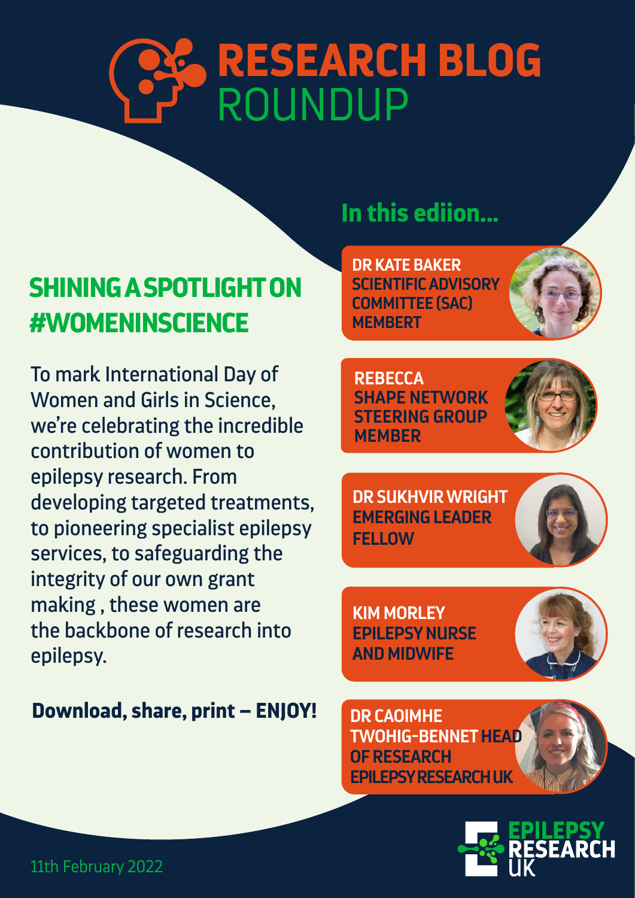# RESEARCH BLOG ROUNDUP

## SHINING A SPOTLIGHT ON #WOMENINSCIENCE

To mark International Day of Women and Girls in Science, we're celebrating the incredible contribution of women to epilepsy research. From developing targeted treatments, to pioneering specialist epilepsy services, to safeguarding the integrity of our own grant making , these women are the backbone of research into epilepsy.

**Download, share, print – ENJOY!**

## In this ediion...

- **DR KATE BAKER** SCIENTIFIC ADVISORY COMMITTEE (SAC) MEMBERT
- **REBECCA** SHAPE NETWORK STEERING GROUP MEMBER
- **DR SUKHVIR WRIGHT** EMERGING LEADER FELLOW
- **KIM MORLEY** EPILEPSY NURSE AND MIDWIFE
- **DR CAOIMHE TWOHIG-BENNET** HEAD OF RESEARCH EPILEPSY RESEARCH UK

EPILEPSY RESEARCH UK

11th February 2022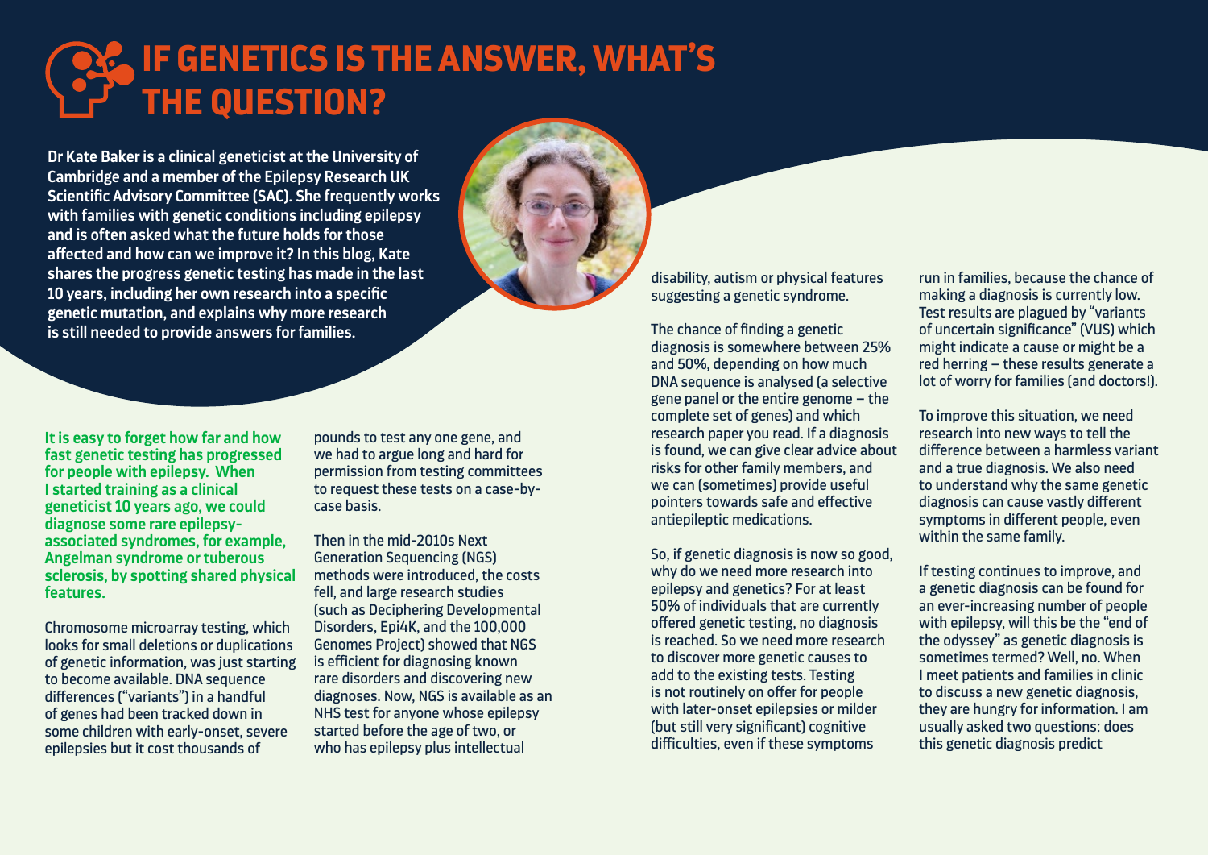# IF GENETICS IS THE ANSWER, WHAT'S THE QUESTION?

**Dr Kate Baker is a clinical geneticist at the University of Cambridge and a member of the Epilepsy Research UK Scientific Advisory Committee (SAC). She frequently works with families with genetic conditions including epilepsy and is often asked what the future holds for those affected and how can we improve it? In this blog, Kate shares the progress genetic testing has made in the last 10 years, including her own research into a specific genetic mutation, and explains why more research is still needed to provide answers for families.**

**It is easy to forget how far and how fast genetic testing has progressed for people with epilepsy. When I started training as a clinical geneticist 10 years ago, we could diagnose some rare epilepsy-associated syndromes, for example, Angelman syndrome or tuberous sclerosis, by spotting shared physical features.**

Chromosome microarray testing, which looks for small deletions or duplications of genetic information, was just starting to become available. DNA sequence differences ("variants") in a handful of genes had been tracked down in some children with early-onset, severe epilepsies but it cost thousands of pounds to test any one gene, and we had to argue long and hard for permission from testing committees to request these tests on a case-by-case basis.

Then in the mid-2010s Next Generation Sequencing (NGS) methods were introduced, the costs fell, and large research studies (such as Deciphering Developmental Disorders, Epi4K, and the 100,000 Genomes Project) showed that NGS is efficient for diagnosing known rare disorders and discovering new diagnoses. Now, NGS is available as an NHS test for anyone whose epilepsy started before the age of two, or who has epilepsy plus intellectual disability, autism or physical features suggesting a genetic syndrome.

The chance of finding a genetic diagnosis is somewhere between 25% and 50%, depending on how much DNA sequence is analysed (a selective gene panel or the entire genome – the complete set of genes) and which research paper you read. If a diagnosis is found, we can give clear advice about risks for other family members, and we can (sometimes) provide useful pointers towards safe and effective antiepileptic medications.

So, if genetic diagnosis is now so good, why do we need more research into epilepsy and genetics? For at least 50% of individuals that are currently offered genetic testing, no diagnosis is reached. So we need more research to discover more genetic causes to add to the existing tests. Testing is not routinely on offer for people with later-onset epilepsies or milder (but still very significant) cognitive difficulties, even if these symptoms run in families, because the chance of making a diagnosis is currently low. Test results are plagued by "variants of uncertain significance" (VUS) which might indicate a cause or might be a red herring – these results generate a lot of worry for families (and doctors!).

To improve this situation, we need research into new ways to tell the difference between a harmless variant and a true diagnosis. We also need to understand why the same genetic diagnosis can cause vastly different symptoms in different people, even within the same family.

If testing continues to improve, and a genetic diagnosis can be found for an ever-increasing number of people with epilepsy, will this be the "end of the odyssey" as genetic diagnosis is sometimes termed? Well, no. When I meet patients and families in clinic to discuss a new genetic diagnosis, they are hungry for information. I am usually asked two questions: does this genetic diagnosis predict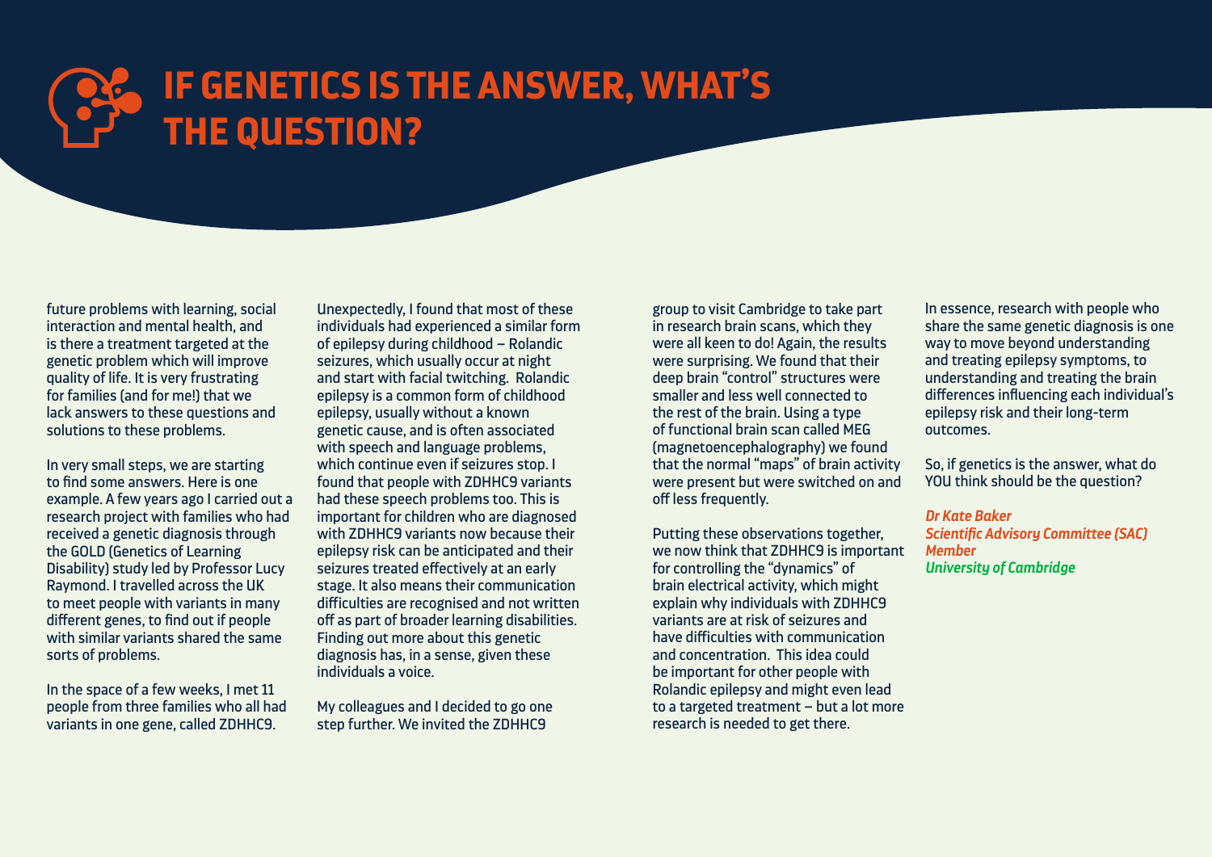# IF GENETICS IS THE ANSWER, WHAT'S THE QUESTION?

future problems with learning, social interaction and mental health, and is there a treatment targeted at the genetic problem which will improve quality of life. It is very frustrating for families (and for me!) that we lack answers to these questions and solutions to these problems.

In very small steps, we are starting to find some answers. Here is one example. A few years ago I carried out a research project with families who had received a genetic diagnosis through the GOLD (Genetics of Learning Disability) study led by Professor Lucy Raymond. I travelled across the UK to meet people with variants in many different genes, to find out if people with similar variants shared the same sorts of problems.

In the space of a few weeks, I met 11 people from three families who all had variants in one gene, called ZDHHC9. Unexpectedly, I found that most of these individuals had experienced a similar form of epilepsy during childhood – Rolandic seizures, which usually occur at night and start with facial twitching. Rolandic epilepsy is a common form of childhood epilepsy, usually without a known genetic cause, and is often associated with speech and language problems, which continue even if seizures stop. I found that people with ZDHHC9 variants had these speech problems too. This is important for children who are diagnosed with ZDHHC9 variants now because their epilepsy risk can be anticipated and their seizures treated effectively at an early stage. It also means their communication difficulties are recognised and not written off as part of broader learning disabilities. Finding out more about this genetic diagnosis has, in a sense, given these individuals a voice.

My colleagues and I decided to go one step further. We invited the ZDHHC9 group to visit Cambridge to take part in research brain scans, which they were all keen to do! Again, the results were surprising. We found that their deep brain "control" structures were smaller and less well connected to the rest of the brain. Using a type of functional brain scan called MEG (magnetoencephalography) we found that the normal "maps" of brain activity were present but were switched on and off less frequently.

Putting these observations together, we now think that ZDHHC9 is important for controlling the "dynamics" of brain electrical activity, which might explain why individuals with ZDHHC9 variants are at risk of seizures and have difficulties with communication and concentration. This idea could be important for other people with Rolandic epilepsy and might even lead to a targeted treatment – but a lot more research is needed to get there.

In essence, research with people who share the same genetic diagnosis is one way to move beyond understanding and treating epilepsy symptoms, to understanding and treating the brain differences influencing each individual's epilepsy risk and their long-term outcomes.

So, if genetics is the answer, what do YOU think should be the question?

***Dr Kate Baker***
***Scientific Advisory Committee (SAC) Member***
***University of Cambridge***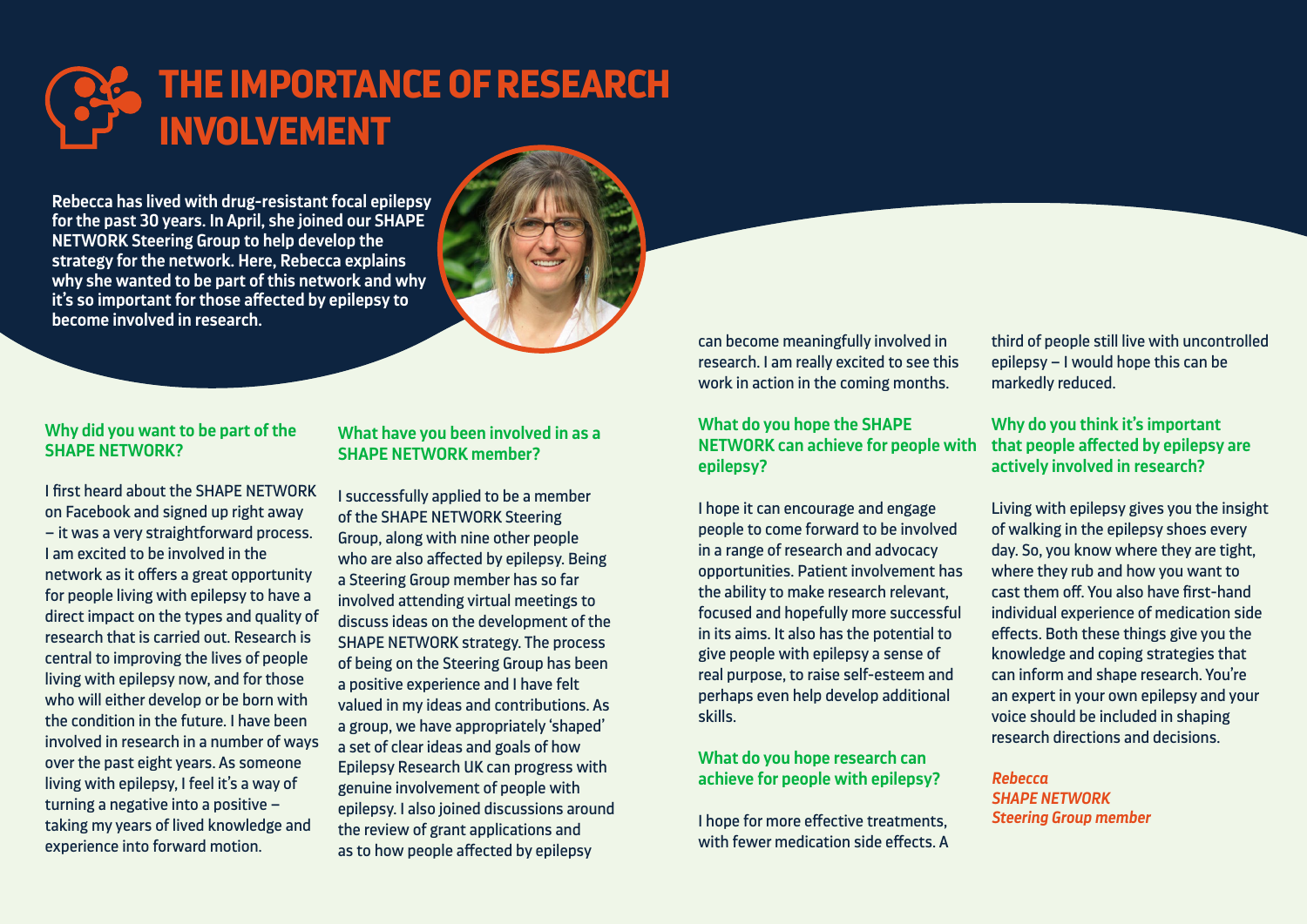# THE IMPORTANCE OF RESEARCH INVOLVEMENT

**Rebecca has lived with drug-resistant focal epilepsy for the past 30 years. In April, she joined our SHAPE NETWORK Steering Group to help develop the strategy for the network. Here, Rebecca explains why she wanted to be part of this network and why it's so important for those affected by epilepsy to become involved in research.**

### Why did you want to be part of the SHAPE NETWORK?

I first heard about the SHAPE NETWORK on Facebook and signed up right away – it was a very straightforward process. I am excited to be involved in the network as it offers a great opportunity for people living with epilepsy to have a direct impact on the types and quality of research that is carried out. Research is central to improving the lives of people living with epilepsy now, and for those who will either develop or be born with the condition in the future. I have been involved in research in a number of ways over the past eight years. As someone living with epilepsy, I feel it's a way of turning a negative into a positive – taking my years of lived knowledge and experience into forward motion.

### What have you been involved in as a SHAPE NETWORK member?

I successfully applied to be a member of the SHAPE NETWORK Steering Group, along with nine other people who are also affected by epilepsy. Being a Steering Group member has so far involved attending virtual meetings to discuss ideas on the development of the SHAPE NETWORK strategy. The process of being on the Steering Group has been a positive experience and I have felt valued in my ideas and contributions. As a group, we have appropriately 'shaped' a set of clear ideas and goals of how Epilepsy Research UK can progress with genuine involvement of people with epilepsy. I also joined discussions around the review of grant applications and as to how people affected by epilepsy can become meaningfully involved in research. I am really excited to see this work in action in the coming months.

### What do you hope the SHAPE NETWORK can achieve for people with epilepsy?

I hope it can encourage and engage people to come forward to be involved in a range of research and advocacy opportunities. Patient involvement has the ability to make research relevant, focused and hopefully more successful in its aims. It also has the potential to give people with epilepsy a sense of real purpose, to raise self-esteem and perhaps even help develop additional skills.

### What do you hope research can achieve for people with epilepsy?

I hope for more effective treatments, with fewer medication side effects. A third of people still live with uncontrolled epilepsy – I would hope this can be markedly reduced.

### Why do you think it's important that people affected by epilepsy are actively involved in research?

Living with epilepsy gives you the insight of walking in the epilepsy shoes every day. So, you know where they are tight, where they rub and how you want to cast them off. You also have first-hand individual experience of medication side effects. Both these things give you the knowledge and coping strategies that can inform and shape research. You're an expert in your own epilepsy and your voice should be included in shaping research directions and decisions.

***Rebecca***
***SHAPE NETWORK Steering Group member***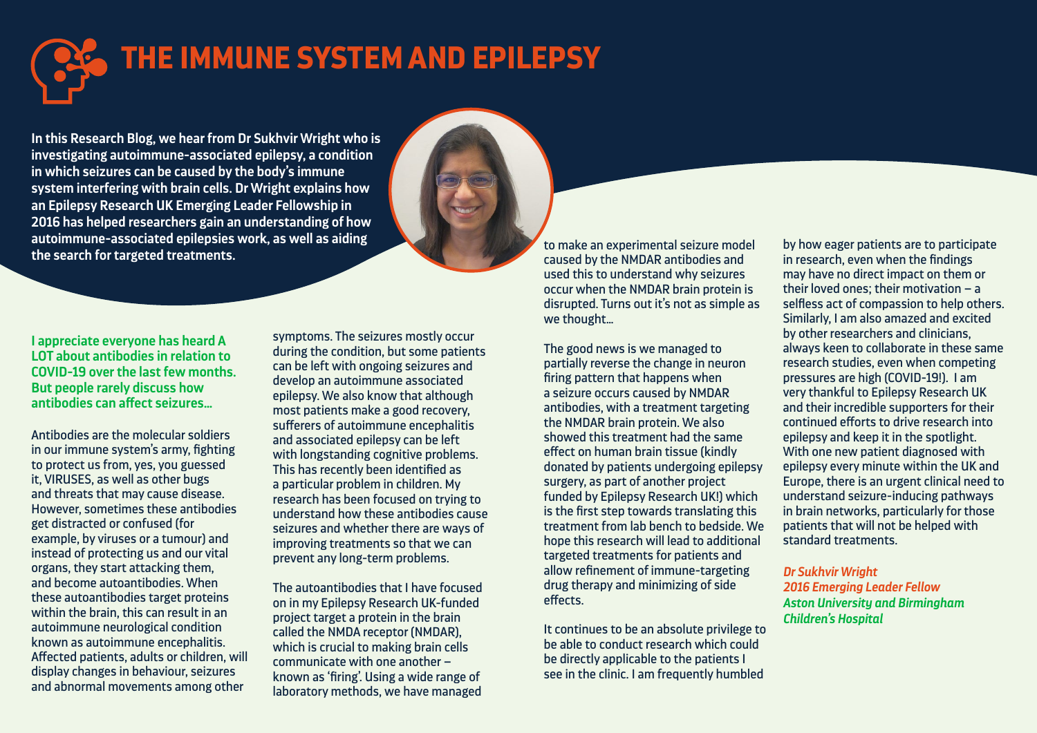# THE IMMUNE SYSTEM AND EPILEPSY

**In this Research Blog, we hear from Dr Sukhvir Wright who is investigating autoimmune-associated epilepsy, a condition in which seizures can be caused by the body's immune system interfering with brain cells. Dr Wright explains how an Epilepsy Research UK Emerging Leader Fellowship in 2016 has helped researchers gain an understanding of how autoimmune-associated epilepsies work, as well as aiding the search for targeted treatments.**

**I appreciate everyone has heard A LOT about antibodies in relation to COVID-19 over the last few months. But people rarely discuss how antibodies can affect seizures...**

Antibodies are the molecular soldiers in our immune system's army, fighting to protect us from, yes, you guessed it, VIRUSES, as well as other bugs and threats that may cause disease. However, sometimes these antibodies get distracted or confused (for example, by viruses or a tumour) and instead of protecting us and our vital organs, they start attacking them, and become autoantibodies. When these autoantibodies target proteins within the brain, this can result in an autoimmune neurological condition known as autoimmune encephalitis. Affected patients, adults or children, will display changes in behaviour, seizures and abnormal movements among other symptoms. The seizures mostly occur during the condition, but some patients can be left with ongoing seizures and develop an autoimmune associated epilepsy. We also know that although most patients make a good recovery, sufferers of autoimmune encephalitis and associated epilepsy can be left with longstanding cognitive problems. This has recently been identified as a particular problem in children. My research has been focused on trying to understand how these antibodies cause seizures and whether there are ways of improving treatments so that we can prevent any long-term problems.

The autoantibodies that I have focused on in my Epilepsy Research UK-funded project target a protein in the brain called the NMDA receptor (NMDAR), which is crucial to making brain cells communicate with one another – known as 'firing'. Using a wide range of laboratory methods, we have managed to make an experimental seizure model caused by the NMDAR antibodies and used this to understand why seizures occur when the NMDAR brain protein is disrupted. Turns out it's not as simple as we thought...

The good news is we managed to partially reverse the change in neuron firing pattern that happens when a seizure occurs caused by NMDAR antibodies, with a treatment targeting the NMDAR brain protein. We also showed this treatment had the same effect on human brain tissue (kindly donated by patients undergoing epilepsy surgery, as part of another project funded by Epilepsy Research UK!) which is the first step towards translating this treatment from lab bench to bedside. We hope this research will lead to additional targeted treatments for patients and allow refinement of immune-targeting drug therapy and minimizing of side effects.

It continues to be an absolute privilege to be able to conduct research which could be directly applicable to the patients I see in the clinic. I am frequently humbled by how eager patients are to participate in research, even when the findings may have no direct impact on them or their loved ones; their motivation – a selfless act of compassion to help others. Similarly, I am also amazed and excited by other researchers and clinicians, always keen to collaborate in these same research studies, even when competing pressures are high (COVID-19!). I am very thankful to Epilepsy Research UK and their incredible supporters for their continued efforts to drive research into epilepsy and keep it in the spotlight. With one new patient diagnosed with epilepsy every minute within the UK and Europe, there is an urgent clinical need to understand seizure-inducing pathways in brain networks, particularly for those patients that will not be helped with standard treatments.

***Dr Sukhvir Wright***
***2016 Emerging Leader Fellow***
***Aston University and Birmingham Children's Hospital***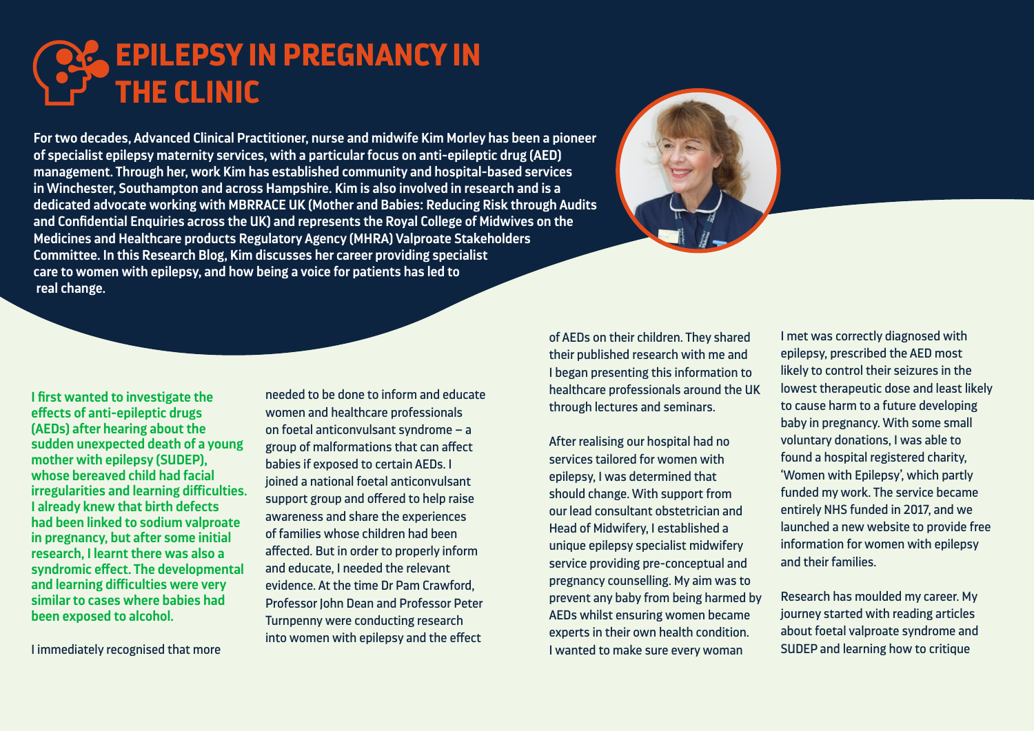# EPILEPSY IN PREGNANCY IN THE CLINIC

**For two decades, Advanced Clinical Practitioner, nurse and midwife Kim Morley has been a pioneer of specialist epilepsy maternity services, with a particular focus on anti-epileptic drug (AED) management. Through her, work Kim has established community and hospital-based services in Winchester, Southampton and across Hampshire. Kim is also involved in research and is a dedicated advocate working with MBRRACE UK (Mother and Babies: Reducing Risk through Audits and Confidential Enquiries across the UK) and represents the Royal College of Midwives on the Medicines and Healthcare products Regulatory Agency (MHRA) Valproate Stakeholders Committee. In this Research Blog, Kim discusses her career providing specialist care to women with epilepsy, and how being a voice for patients has led to real change.**

**I first wanted to investigate the effects of anti-epileptic drugs (AEDs) after hearing about the sudden unexpected death of a young mother with epilepsy (SUDEP), whose bereaved child had facial irregularities and learning difficulties. I already knew that birth defects had been linked to sodium valproate in pregnancy, but after some initial research, I learnt there was also a syndromic effect. The developmental and learning difficulties were very similar to cases where babies had been exposed to alcohol.**

I immediately recognised that more needed to be done to inform and educate women and healthcare professionals on foetal anticonvulsant syndrome – a group of malformations that can affect babies if exposed to certain AEDs. I joined a national foetal anticonvulsant support group and offered to help raise awareness and share the experiences of families whose children had been affected. But in order to properly inform and educate, I needed the relevant evidence. At the time Dr Pam Crawford, Professor John Dean and Professor Peter Turnpenny were conducting research into women with epilepsy and the effect of AEDs on their children. They shared their published research with me and I began presenting this information to healthcare professionals around the UK through lectures and seminars.

After realising our hospital had no services tailored for women with epilepsy, I was determined that should change. With support from our lead consultant obstetrician and Head of Midwifery, I established a unique epilepsy specialist midwifery service providing pre-conceptual and pregnancy counselling. My aim was to prevent any baby from being harmed by AEDs whilst ensuring women became experts in their own health condition. I wanted to make sure every woman I met was correctly diagnosed with epilepsy, prescribed the AED most likely to control their seizures in the lowest therapeutic dose and least likely to cause harm to a future developing baby in pregnancy. With some small voluntary donations, I was able to found a hospital registered charity, 'Women with Epilepsy', which partly funded my work. The service became entirely NHS funded in 2017, and we launched a new website to provide free information for women with epilepsy and their families.

Research has moulded my career. My journey started with reading articles about foetal valproate syndrome and SUDEP and learning how to critique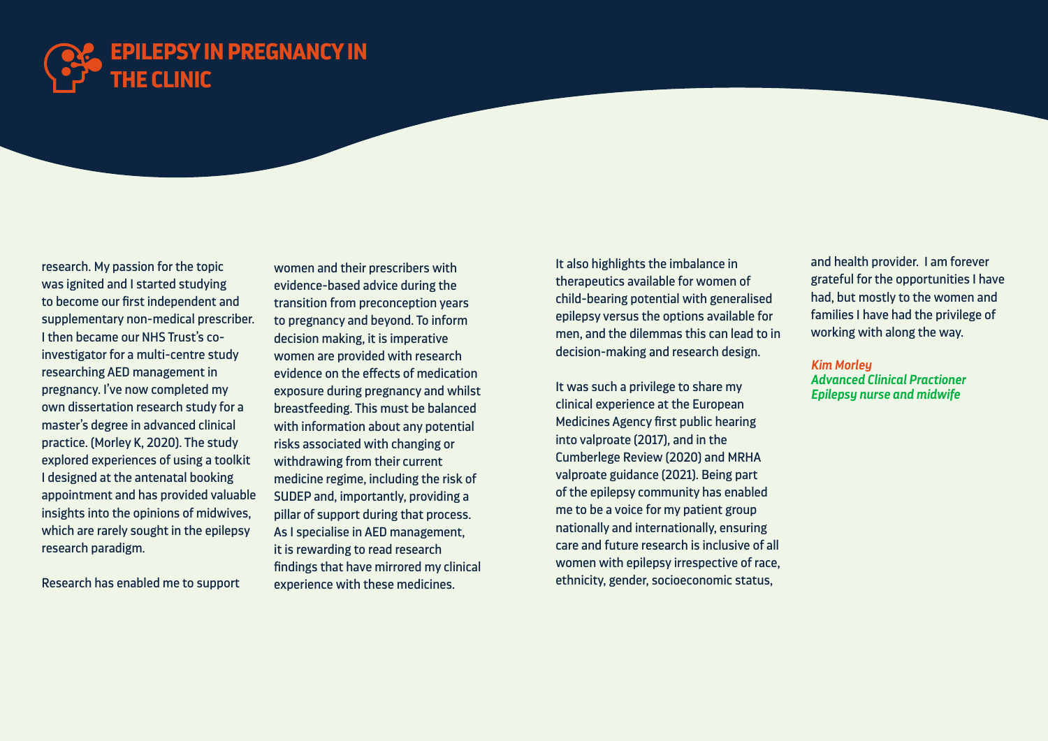# EPILEPSY IN PREGNANCY IN THE CLINIC

research. My passion for the topic was ignited and I started studying to become our first independent and supplementary non-medical prescriber. I then became our NHS Trust's co-investigator for a multi-centre study researching AED management in pregnancy. I've now completed my own dissertation research study for a master's degree in advanced clinical practice. (Morley K, 2020). The study explored experiences of using a toolkit I designed at the antenatal booking appointment and has provided valuable insights into the opinions of midwives, which are rarely sought in the epilepsy research paradigm.

Research has enabled me to support women and their prescribers with evidence-based advice during the transition from preconception years to pregnancy and beyond. To inform decision making, it is imperative women are provided with research evidence on the effects of medication exposure during pregnancy and whilst breastfeeding. This must be balanced with information about any potential risks associated with changing or withdrawing from their current medicine regime, including the risk of SUDEP and, importantly, providing a pillar of support during that process. As I specialise in AED management, it is rewarding to read research findings that have mirrored my clinical experience with these medicines.

It also highlights the imbalance in therapeutics available for women of child-bearing potential with generalised epilepsy versus the options available for men, and the dilemmas this can lead to in decision-making and research design.

It was such a privilege to share my clinical experience at the European Medicines Agency first public hearing into valproate (2017), and in the Cumberlege Review (2020) and MRHA valproate guidance (2021). Being part of the epilepsy community has enabled me to be a voice for my patient group nationally and internationally, ensuring care and future research is inclusive of all women with epilepsy irrespective of race, ethnicity, gender, socioeconomic status, and health provider. I am forever grateful for the opportunities I have had, but mostly to the women and families I have had the privilege of working with along the way.

***Kim Morley***
***Advanced Clinical Practioner***
***Epilepsy nurse and midwife***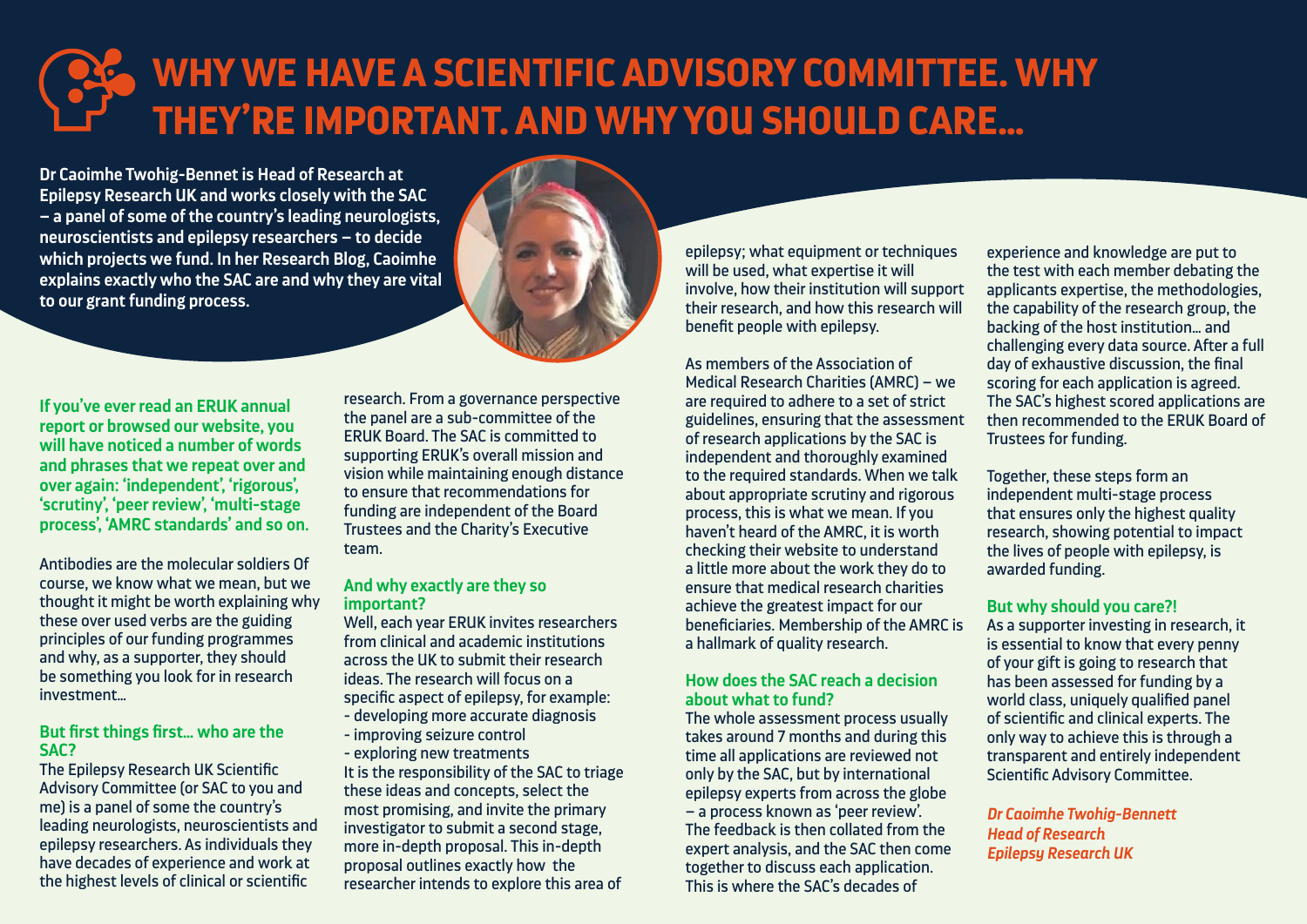# WHY WE HAVE A SCIENTIFIC ADVISORY COMMITTEE. WHY THEY'RE IMPORTANT. AND WHY YOU SHOULD CARE...

**Dr Caoimhe Twohig-Bennet is Head of Research at Epilepsy Research UK and works closely with the SAC – a panel of some of the country's leading neurologists, neuroscientists and epilepsy researchers – to decide which projects we fund. In her Research Blog, Caoimhe explains exactly who the SAC are and why they are vital to our grant funding process.**

**If you've ever read an ERUK annual report or browsed our website, you will have noticed a number of words and phrases that we repeat over and over again: 'independent', 'rigorous', 'scrutiny', 'peer review', 'multi-stage process', 'AMRC standards' and so on.**

Antibodies are the molecular soldiers Of course, we know what we mean, but we thought it might be worth explaining why these over used verbs are the guiding principles of our funding programmes and why, as a supporter, they should be something you look for in research investment...

### But first things first... who are the SAC?

The Epilepsy Research UK Scientific Advisory Committee (or SAC to you and me) is a panel of some the country's leading neurologists, neuroscientists and epilepsy researchers. As individuals they have decades of experience and work at the highest levels of clinical or scientific research. From a governance perspective the panel are a sub-committee of the ERUK Board. The SAC is committed to supporting ERUK's overall mission and vision while maintaining enough distance to ensure that recommendations for funding are independent of the Board Trustees and the Charity's Executive team.

### And why exactly are they so important?

Well, each year ERUK invites researchers from clinical and academic institutions across the UK to submit their research ideas. The research will focus on a specific aspect of epilepsy, for example:

- developing more accurate diagnosis
- improving seizure control
- exploring new treatments

It is the responsibility of the SAC to triage these ideas and concepts, select the most promising, and invite the primary investigator to submit a second stage, more in-depth proposal. This in-depth proposal outlines exactly how the researcher intends to explore this area of epilepsy; what equipment or techniques will be used, what expertise it will involve, how their institution will support their research, and how this research will benefit people with epilepsy.

As members of the Association of Medical Research Charities (AMRC) – we are required to adhere to a set of strict guidelines, ensuring that the assessment of research applications by the SAC is independent and thoroughly examined to the required standards. When we talk about appropriate scrutiny and rigorous process, this is what we mean. If you haven't heard of the AMRC, it is worth checking their website to understand a little more about the work they do to ensure that medical research charities achieve the greatest impact for our beneficiaries. Membership of the AMRC is a hallmark of quality research.

### How does the SAC reach a decision about what to fund?

The whole assessment process usually takes around 7 months and during this time all applications are reviewed not only by the SAC, but by international epilepsy experts from across the globe – a process known as 'peer review'. The feedback is then collated from the expert analysis, and the SAC then come together to discuss each application. This is where the SAC's decades of experience and knowledge are put to the test with each member debating the applicants expertise, the methodologies, the capability of the research group, the backing of the host institution... and challenging every data source. After a full day of exhaustive discussion, the final scoring for each application is agreed. The SAC's highest scored applications are then recommended to the ERUK Board of Trustees for funding.

Together, these steps form an independent multi-stage process that ensures only the highest quality research, showing potential to impact the lives of people with epilepsy, is awarded funding.

### But why should you care?!

As a supporter investing in research, it is essential to know that every penny of your gift is going to research that has been assessed for funding by a world class, uniquely qualified panel of scientific and clinical experts. The only way to achieve this is through a transparent and entirely independent Scientific Advisory Committee.

*Dr Caoimhe Twohig-Bennett*
*Head of Research*
*Epilepsy Research UK*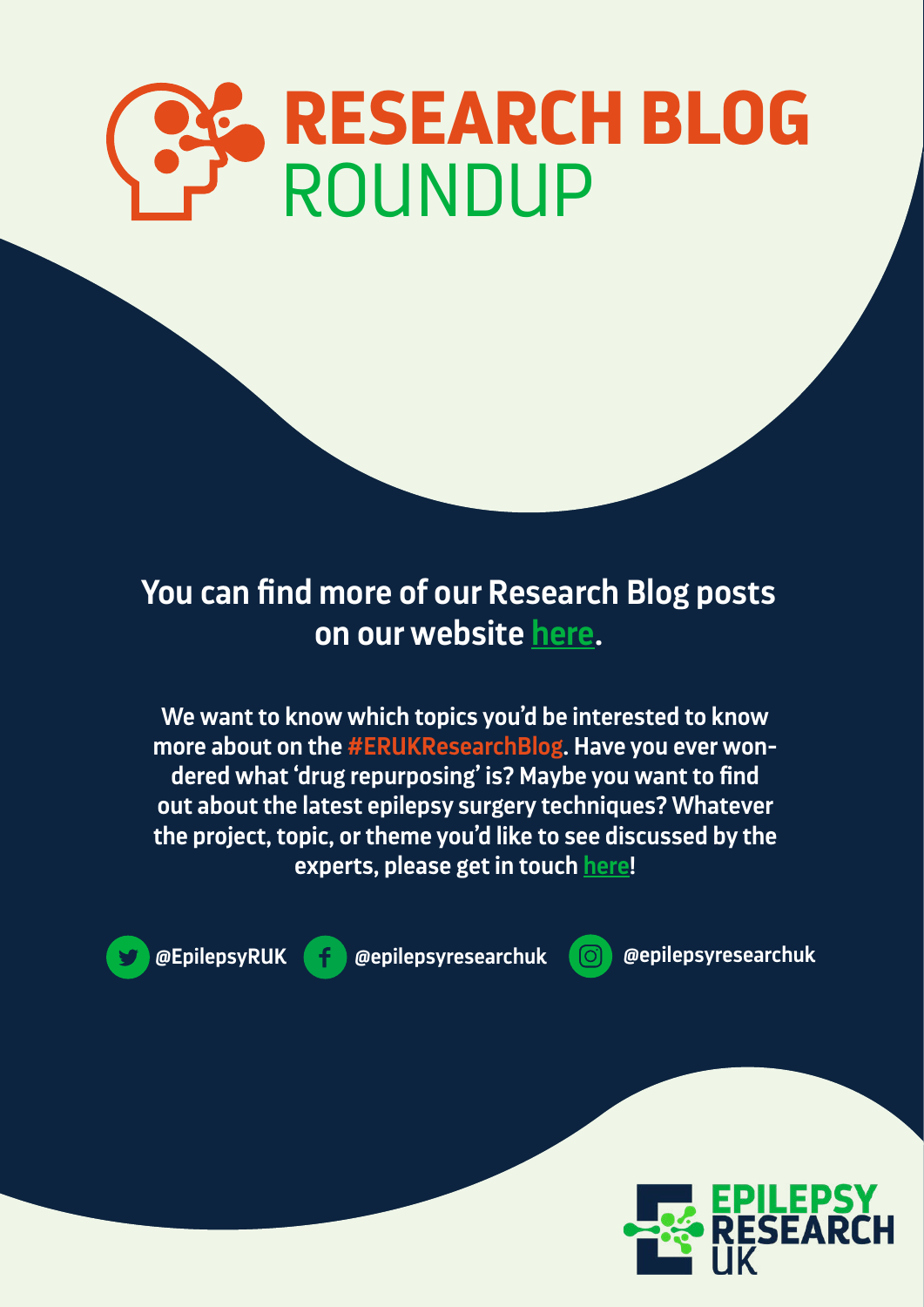# RESEARCH BLOG ROUNDUP

**You can find more of our Research Blog posts on our website here.**

**We want to know which topics you'd be interested to know more about on the #ERUKResearchBlog. Have you ever wondered what 'drug repurposing' is? Maybe you want to find out about the latest epilepsy surgery techniques? Whatever the project, topic, or theme you'd like to see discussed by the experts, please get in touch here!**

@EpilepsyRUK @epilepsyresearchuk @epilepsyresearchuk

EPILEPSY RESEARCH UK